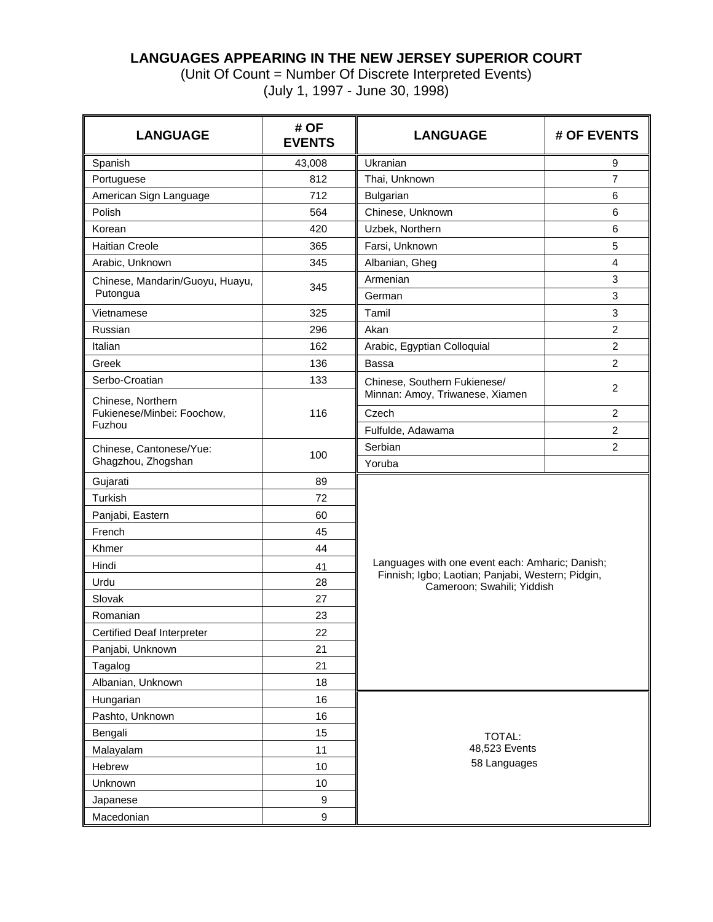**LANGUAGES APPEARING IN THE NEW JERSEY SUPERIOR COURT**

(Unit Of Count = Number Of Discrete Interpreted Events)

(July 1, 1997 - June 30, 1998)

| LANGUAGE | # OF EVENTS | LANGUAGE | # OF EVENTS |
|---|---|---|---|
| Spanish | 43,008 | Ukranian | 9 |
| Portuguese | 812 | Thai, Unknown | 7 |
| American Sign Language | 712 | Bulgarian | 6 |
| Polish | 564 | Chinese, Unknown | 6 |
| Korean | 420 | Uzbek, Northern | 6 |
| Haitian Creole | 365 | Farsi, Unknown | 5 |
| Arabic, Unknown | 345 | Albanian, Gheg | 4 |
| Chinese, Mandarin/Guoyu, Huayu, Putongua | 345 | Armenian | 3 |
| | | German | 3 |
| Vietnamese | 325 | Tamil | 3 |
| Russian | 296 | Akan | 2 |
| Italian | 162 | Arabic, Egyptian Colloquial | 2 |
| Greek | 136 | Bassa | 2 |
| Serbo-Croatian | 133 | Chinese, Southern Fukienese/ Minnan: Amoy, Triwanese, Xiamen | 2 |
| Chinese, Northern Fukienese/Minbei: Foochow, Fuzhou | 116 | Czech | 2 |
| | | Fulfulde, Adawama | 2 |
| Chinese, Cantonese/Yue: Ghagzhou, Zhogshan | 100 | Serbian | 2 |
| | | Yoruba | |
| Gujarati | 89 | Languages with one event each: Amharic; Danish; Finnish; Igbo; Laotian; Panjabi, Western; Pidgin, Cameroon; Swahili; Yiddish | |
| Turkish | 72 | | |
| Panjabi, Eastern | 60 | | |
| French | 45 | | |
| Khmer | 44 | | |
| Hindi | 41 | | |
| Urdu | 28 | | |
| Slovak | 27 | | |
| Romanian | 23 | | |
| Certified Deaf Interpreter | 22 | | |
| Panjabi, Unknown | 21 | | |
| Tagalog | 21 | | |
| Albanian, Unknown | 18 | | |
| Hungarian | 16 | TOTAL: 48,523 Events 58 Languages | |
| Pashto, Unknown | 16 | | |
| Bengali | 15 | | |
| Malayalam | 11 | | |
| Hebrew | 10 | | |
| Unknown | 10 | | |
| Japanese | 9 | | |
| Macedonian | 9 | | |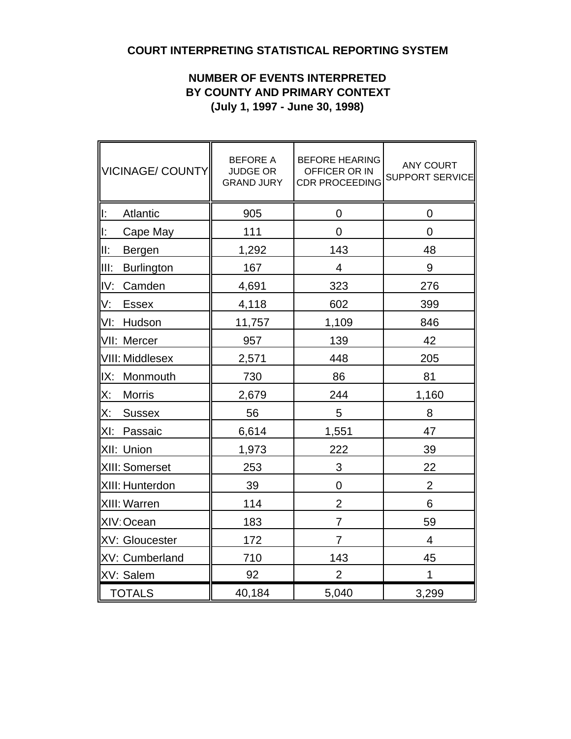# COURT INTERPRETING STATISTICAL REPORTING SYSTEM

## NUMBER OF EVENTS INTERPRETED BY COUNTY AND PRIMARY CONTEXT (July 1, 1997 - June 30, 1998)

| VICINAGE/ COUNTY | BEFORE A JUDGE OR GRAND JURY | BEFORE HEARING OFFICER OR IN CDR PROCEEDING | ANY COURT SUPPORT SERVICE |
|---|---|---|---|
| I: Atlantic | 905 | 0 | 0 |
| I: Cape May | 111 | 0 | 0 |
| II: Bergen | 1,292 | 143 | 48 |
| III: Burlington | 167 | 4 | 9 |
| IV: Camden | 4,691 | 323 | 276 |
| V: Essex | 4,118 | 602 | 399 |
| VI: Hudson | 11,757 | 1,109 | 846 |
| VII: Mercer | 957 | 139 | 42 |
| VIII: Middlesex | 2,571 | 448 | 205 |
| IX: Monmouth | 730 | 86 | 81 |
| X: Morris | 2,679 | 244 | 1,160 |
| X: Sussex | 56 | 5 | 8 |
| XI: Passaic | 6,614 | 1,551 | 47 |
| XII: Union | 1,973 | 222 | 39 |
| XIII: Somerset | 253 | 3 | 22 |
| XIII: Hunterdon | 39 | 0 | 2 |
| XIII: Warren | 114 | 2 | 6 |
| XIV: Ocean | 183 | 7 | 59 |
| XV: Gloucester | 172 | 7 | 4 |
| XV: Cumberland | 710 | 143 | 45 |
| XV: Salem | 92 | 2 | 1 |
| TOTALS | 40,184 | 5,040 | 3,299 |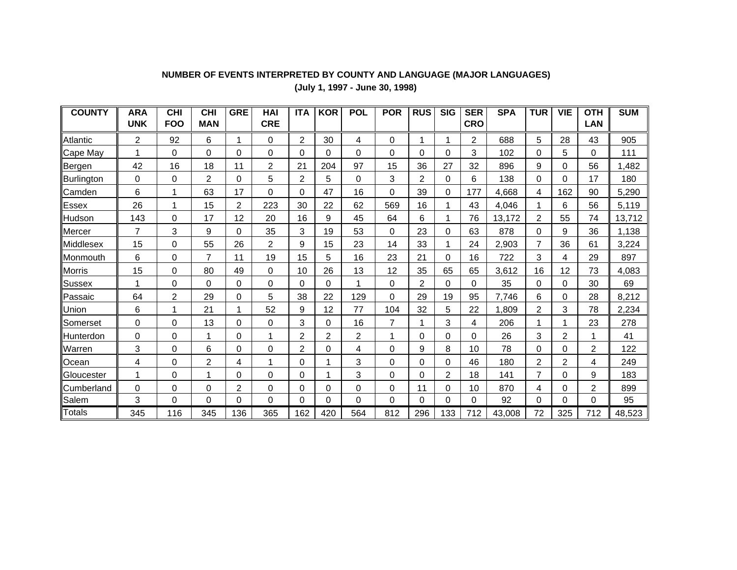**NUMBER OF EVENTS INTERPRETED BY COUNTY AND LANGUAGE (MAJOR LANGUAGES)**

**(July 1, 1997 - June 30, 1998)**

| COUNTY | ARA UNK | CHI FOO | CHI MAN | GRE | HAI CRE | ITA | KOR | POL | POR | RUS | SIG | SER CRO | SPA | TUR | VIE | OTH LAN | SUM |
|---|---|---|---|---|---|---|---|---|---|---|---|---|---|---|---|---|---|
| Atlantic | 2 | 92 | 6 | 1 | 0 | 2 | 30 | 4 | 0 | 1 | 1 | 2 | 688 | 5 | 28 | 43 | 905 |
| Cape May | 1 | 0 | 0 | 0 | 0 | 0 | 0 | 0 | 0 | 0 | 0 | 3 | 102 | 0 | 5 | 0 | 111 |
| Bergen | 42 | 16 | 18 | 11 | 2 | 21 | 204 | 97 | 15 | 36 | 27 | 32 | 896 | 9 | 0 | 56 | 1,482 |
| Burlington | 0 | 0 | 2 | 0 | 5 | 2 | 5 | 0 | 3 | 2 | 0 | 6 | 138 | 0 | 0 | 17 | 180 |
| Camden | 6 | 1 | 63 | 17 | 0 | 0 | 47 | 16 | 0 | 39 | 0 | 177 | 4,668 | 4 | 162 | 90 | 5,290 |
| Essex | 26 | 1 | 15 | 2 | 223 | 30 | 22 | 62 | 569 | 16 | 1 | 43 | 4,046 | 1 | 6 | 56 | 5,119 |
| Hudson | 143 | 0 | 17 | 12 | 20 | 16 | 9 | 45 | 64 | 6 | 1 | 76 | 13,172 | 2 | 55 | 74 | 13,712 |
| Mercer | 7 | 3 | 9 | 0 | 35 | 3 | 19 | 53 | 0 | 23 | 0 | 63 | 878 | 0 | 9 | 36 | 1,138 |
| Middlesex | 15 | 0 | 55 | 26 | 2 | 9 | 15 | 23 | 14 | 33 | 1 | 24 | 2,903 | 7 | 36 | 61 | 3,224 |
| Monmouth | 6 | 0 | 7 | 11 | 19 | 15 | 5 | 16 | 23 | 21 | 0 | 16 | 722 | 3 | 4 | 29 | 897 |
| Morris | 15 | 0 | 80 | 49 | 0 | 10 | 26 | 13 | 12 | 35 | 65 | 65 | 3,612 | 16 | 12 | 73 | 4,083 |
| Sussex | 1 | 0 | 0 | 0 | 0 | 0 | 0 | 1 | 0 | 2 | 0 | 0 | 35 | 0 | 0 | 30 | 69 |
| Passaic | 64 | 2 | 29 | 0 | 5 | 38 | 22 | 129 | 0 | 29 | 19 | 95 | 7,746 | 6 | 0 | 28 | 8,212 |
| Union | 6 | 1 | 21 | 1 | 52 | 9 | 12 | 77 | 104 | 32 | 5 | 22 | 1,809 | 2 | 3 | 78 | 2,234 |
| Somerset | 0 | 0 | 13 | 0 | 0 | 3 | 0 | 16 | 7 | 1 | 3 | 4 | 206 | 1 | 1 | 23 | 278 |
| Hunterdon | 0 | 0 | 1 | 0 | 1 | 2 | 2 | 2 | 1 | 0 | 0 | 0 | 26 | 3 | 2 | 1 | 41 |
| Warren | 3 | 0 | 6 | 0 | 0 | 2 | 0 | 4 | 0 | 9 | 8 | 10 | 78 | 0 | 0 | 2 | 122 |
| Ocean | 4 | 0 | 2 | 4 | 1 | 0 | 1 | 3 | 0 | 0 | 0 | 46 | 180 | 2 | 2 | 4 | 249 |
| Gloucester | 1 | 0 | 1 | 0 | 0 | 0 | 1 | 3 | 0 | 0 | 2 | 18 | 141 | 7 | 0 | 9 | 183 |
| Cumberland | 0 | 0 | 0 | 2 | 0 | 0 | 0 | 0 | 0 | 11 | 0 | 10 | 870 | 4 | 0 | 2 | 899 |
| Salem | 3 | 0 | 0 | 0 | 0 | 0 | 0 | 0 | 0 | 0 | 0 | 0 | 92 | 0 | 0 | 0 | 95 |
| Totals | 345 | 116 | 345 | 136 | 365 | 162 | 420 | 564 | 812 | 296 | 133 | 712 | 43,008 | 72 | 325 | 712 | 48,523 |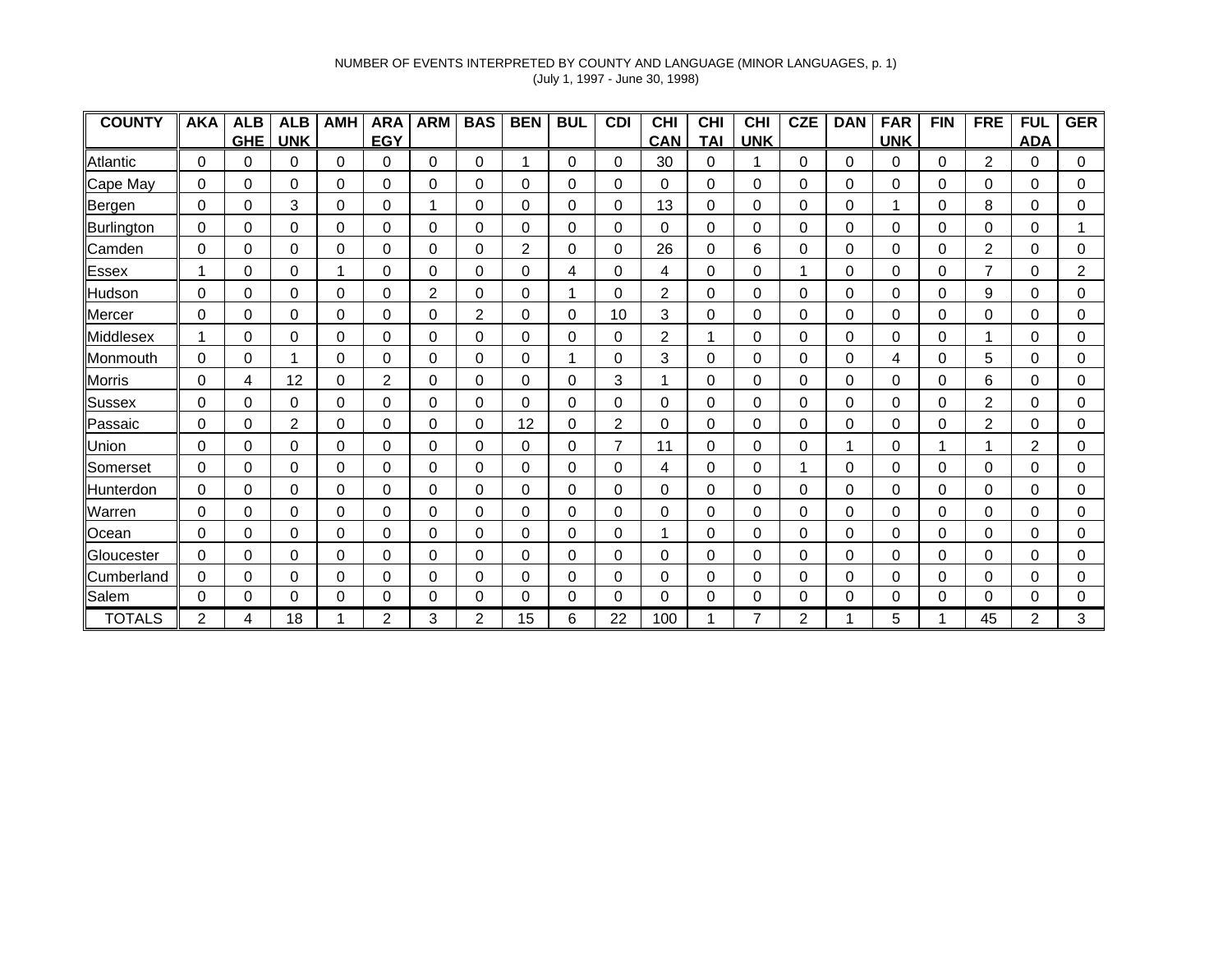NUMBER OF EVENTS INTERPRETED BY COUNTY AND LANGUAGE (MINOR LANGUAGES, p. 1)
(July 1, 1997 - June 30, 1998)

| COUNTY | AKA | ALB GHE | ALB UNK | AMH | ARA EGY | ARM | BAS | BEN | BUL | CDI | CHI CAN | CHI TAI | CHI UNK | CZE | DAN | FAR UNK | FIN | FRE | FUL ADA | GER |
|---|---|---|---|---|---|---|---|---|---|---|---|---|---|---|---|---|---|---|---|---|
| Atlantic | 0 | 0 | 0 | 0 | 0 | 0 | 0 | 1 | 0 | 0 | 30 | 0 | 1 | 0 | 0 | 0 | 0 | 2 | 0 | 0 |
| Cape May | 0 | 0 | 0 | 0 | 0 | 0 | 0 | 0 | 0 | 0 | 0 | 0 | 0 | 0 | 0 | 0 | 0 | 0 | 0 | 0 |
| Bergen | 0 | 0 | 3 | 0 | 0 | 1 | 0 | 0 | 0 | 0 | 13 | 0 | 0 | 0 | 0 | 1 | 0 | 8 | 0 | 0 |
| Burlington | 0 | 0 | 0 | 0 | 0 | 0 | 0 | 0 | 0 | 0 | 0 | 0 | 0 | 0 | 0 | 0 | 0 | 0 | 0 | 1 |
| Camden | 0 | 0 | 0 | 0 | 0 | 0 | 0 | 2 | 0 | 0 | 26 | 0 | 6 | 0 | 0 | 0 | 0 | 2 | 0 | 0 |
| Essex | 1 | 0 | 0 | 1 | 0 | 0 | 0 | 0 | 4 | 0 | 4 | 0 | 0 | 1 | 0 | 0 | 0 | 7 | 0 | 2 |
| Hudson | 0 | 0 | 0 | 0 | 0 | 2 | 0 | 0 | 1 | 0 | 2 | 0 | 0 | 0 | 0 | 0 | 0 | 9 | 0 | 0 |
| Mercer | 0 | 0 | 0 | 0 | 0 | 0 | 2 | 0 | 0 | 10 | 3 | 0 | 0 | 0 | 0 | 0 | 0 | 0 | 0 | 0 |
| Middlesex | 1 | 0 | 0 | 0 | 0 | 0 | 0 | 0 | 0 | 0 | 2 | 1 | 0 | 0 | 0 | 0 | 0 | 1 | 0 | 0 |
| Monmouth | 0 | 0 | 1 | 0 | 0 | 0 | 0 | 0 | 1 | 0 | 3 | 0 | 0 | 0 | 0 | 4 | 0 | 5 | 0 | 0 |
| Morris | 0 | 4 | 12 | 0 | 2 | 0 | 0 | 0 | 0 | 3 | 1 | 0 | 0 | 0 | 0 | 0 | 0 | 6 | 0 | 0 |
| Sussex | 0 | 0 | 0 | 0 | 0 | 0 | 0 | 0 | 0 | 0 | 0 | 0 | 0 | 0 | 0 | 0 | 0 | 2 | 0 | 0 |
| Passaic | 0 | 0 | 2 | 0 | 0 | 0 | 0 | 12 | 0 | 2 | 0 | 0 | 0 | 0 | 0 | 0 | 0 | 2 | 0 | 0 |
| Union | 0 | 0 | 0 | 0 | 0 | 0 | 0 | 0 | 0 | 7 | 11 | 0 | 0 | 0 | 1 | 0 | 1 | 1 | 2 | 0 |
| Somerset | 0 | 0 | 0 | 0 | 0 | 0 | 0 | 0 | 0 | 0 | 4 | 0 | 0 | 1 | 0 | 0 | 0 | 0 | 0 | 0 |
| Hunterdon | 0 | 0 | 0 | 0 | 0 | 0 | 0 | 0 | 0 | 0 | 0 | 0 | 0 | 0 | 0 | 0 | 0 | 0 | 0 | 0 |
| Warren | 0 | 0 | 0 | 0 | 0 | 0 | 0 | 0 | 0 | 0 | 0 | 0 | 0 | 0 | 0 | 0 | 0 | 0 | 0 | 0 |
| Ocean | 0 | 0 | 0 | 0 | 0 | 0 | 0 | 0 | 0 | 0 | 1 | 0 | 0 | 0 | 0 | 0 | 0 | 0 | 0 | 0 |
| Gloucester | 0 | 0 | 0 | 0 | 0 | 0 | 0 | 0 | 0 | 0 | 0 | 0 | 0 | 0 | 0 | 0 | 0 | 0 | 0 | 0 |
| Cumberland | 0 | 0 | 0 | 0 | 0 | 0 | 0 | 0 | 0 | 0 | 0 | 0 | 0 | 0 | 0 | 0 | 0 | 0 | 0 | 0 |
| Salem | 0 | 0 | 0 | 0 | 0 | 0 | 0 | 0 | 0 | 0 | 0 | 0 | 0 | 0 | 0 | 0 | 0 | 0 | 0 | 0 |
| TOTALS | 2 | 4 | 18 | 1 | 2 | 3 | 2 | 15 | 6 | 22 | 100 | 1 | 7 | 2 | 1 | 5 | 1 | 45 | 2 | 3 |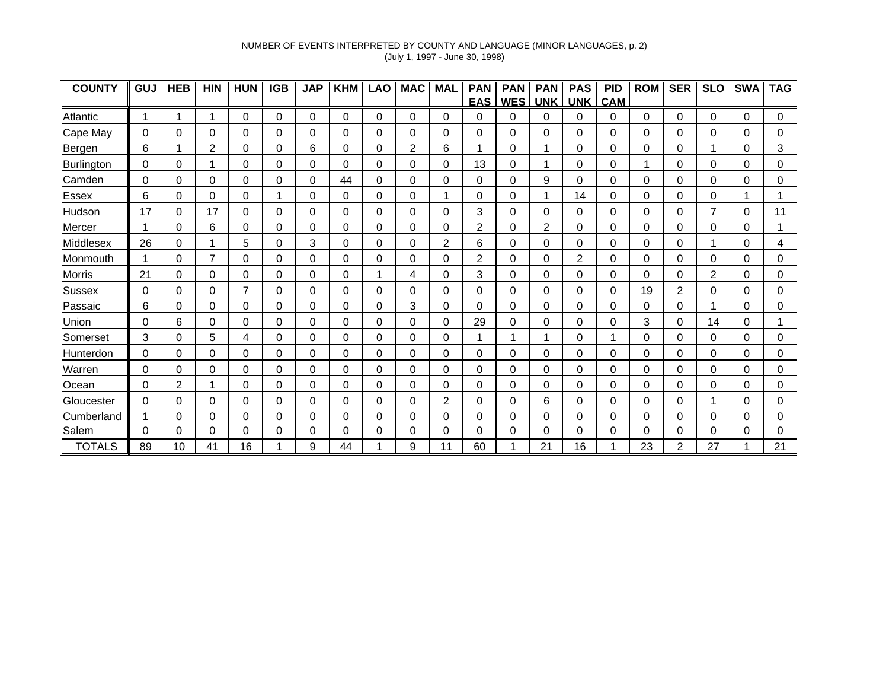NUMBER OF EVENTS INTERPRETED BY COUNTY AND LANGUAGE (MINOR LANGUAGES, p. 2)
(July 1, 1997 - June 30, 1998)

| COUNTY | GUJ | HEB | HIN | HUN | IGB | JAP | KHM | LAO | MAC | MAL | PAN EAS | PAN WES | PAN UNK | PAS UNK | PID CAM | ROM | SER | SLO | SWA | TAG |
|---|---|---|---|---|---|---|---|---|---|---|---|---|---|---|---|---|---|---|---|---|
| Atlantic | 1 | 1 | 1 | 0 | 0 | 0 | 0 | 0 | 0 | 0 | 0 | 0 | 0 | 0 | 0 | 0 | 0 | 0 | 0 | 0 |
| Cape May | 0 | 0 | 0 | 0 | 0 | 0 | 0 | 0 | 0 | 0 | 0 | 0 | 0 | 0 | 0 | 0 | 0 | 0 | 0 | 0 |
| Bergen | 6 | 1 | 2 | 0 | 0 | 6 | 0 | 0 | 2 | 6 | 1 | 0 | 1 | 0 | 0 | 0 | 0 | 1 | 0 | 3 |
| Burlington | 0 | 0 | 1 | 0 | 0 | 0 | 0 | 0 | 0 | 0 | 13 | 0 | 1 | 0 | 0 | 1 | 0 | 0 | 0 | 0 |
| Camden | 0 | 0 | 0 | 0 | 0 | 0 | 44 | 0 | 0 | 0 | 0 | 0 | 9 | 0 | 0 | 0 | 0 | 0 | 0 | 0 |
| Essex | 6 | 0 | 0 | 0 | 1 | 0 | 0 | 0 | 0 | 1 | 0 | 0 | 1 | 14 | 0 | 0 | 0 | 0 | 1 | 1 |
| Hudson | 17 | 0 | 17 | 0 | 0 | 0 | 0 | 0 | 0 | 0 | 3 | 0 | 0 | 0 | 0 | 0 | 0 | 7 | 0 | 11 |
| Mercer | 1 | 0 | 6 | 0 | 0 | 0 | 0 | 0 | 0 | 0 | 2 | 0 | 2 | 0 | 0 | 0 | 0 | 0 | 0 | 1 |
| Middlesex | 26 | 0 | 1 | 5 | 0 | 3 | 0 | 0 | 0 | 2 | 6 | 0 | 0 | 0 | 0 | 0 | 0 | 1 | 0 | 4 |
| Monmouth | 1 | 0 | 7 | 0 | 0 | 0 | 0 | 0 | 0 | 0 | 2 | 0 | 0 | 2 | 0 | 0 | 0 | 0 | 0 | 0 |
| Morris | 21 | 0 | 0 | 0 | 0 | 0 | 0 | 1 | 4 | 0 | 3 | 0 | 0 | 0 | 0 | 0 | 0 | 2 | 0 | 0 |
| Sussex | 0 | 0 | 0 | 7 | 0 | 0 | 0 | 0 | 0 | 0 | 0 | 0 | 0 | 0 | 0 | 19 | 2 | 0 | 0 | 0 |
| Passaic | 6 | 0 | 0 | 0 | 0 | 0 | 0 | 0 | 3 | 0 | 0 | 0 | 0 | 0 | 0 | 0 | 0 | 1 | 0 | 0 |
| Union | 0 | 6 | 0 | 0 | 0 | 0 | 0 | 0 | 0 | 0 | 29 | 0 | 0 | 0 | 0 | 3 | 0 | 14 | 0 | 1 |
| Somerset | 3 | 0 | 5 | 4 | 0 | 0 | 0 | 0 | 0 | 0 | 1 | 1 | 1 | 0 | 1 | 0 | 0 | 0 | 0 | 0 |
| Hunterdon | 0 | 0 | 0 | 0 | 0 | 0 | 0 | 0 | 0 | 0 | 0 | 0 | 0 | 0 | 0 | 0 | 0 | 0 | 0 | 0 |
| Warren | 0 | 0 | 0 | 0 | 0 | 0 | 0 | 0 | 0 | 0 | 0 | 0 | 0 | 0 | 0 | 0 | 0 | 0 | 0 | 0 |
| Ocean | 0 | 2 | 1 | 0 | 0 | 0 | 0 | 0 | 0 | 0 | 0 | 0 | 0 | 0 | 0 | 0 | 0 | 0 | 0 | 0 |
| Gloucester | 0 | 0 | 0 | 0 | 0 | 0 | 0 | 0 | 0 | 2 | 0 | 0 | 6 | 0 | 0 | 0 | 0 | 1 | 0 | 0 |
| Cumberland | 1 | 0 | 0 | 0 | 0 | 0 | 0 | 0 | 0 | 0 | 0 | 0 | 0 | 0 | 0 | 0 | 0 | 0 | 0 | 0 |
| Salem | 0 | 0 | 0 | 0 | 0 | 0 | 0 | 0 | 0 | 0 | 0 | 0 | 0 | 0 | 0 | 0 | 0 | 0 | 0 | 0 |
| TOTALS | 89 | 10 | 41 | 16 | 1 | 9 | 44 | 1 | 9 | 11 | 60 | 1 | 21 | 16 | 1 | 23 | 2 | 27 | 1 | 21 |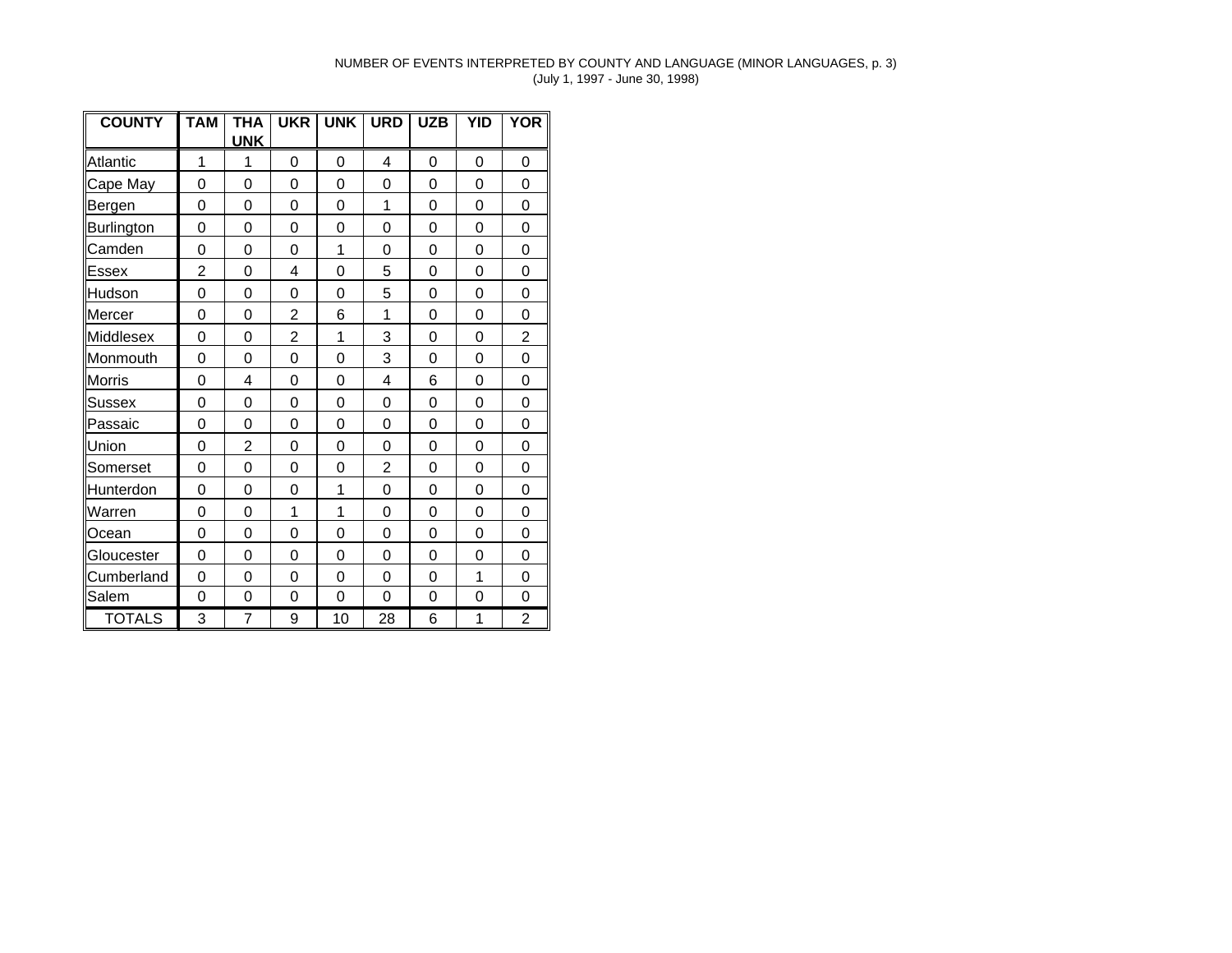NUMBER OF EVENTS INTERPRETED BY COUNTY AND LANGUAGE (MINOR LANGUAGES, p. 3)
(July 1, 1997 - June 30, 1998)

| COUNTY | TAM | THA UNK | UKR | UNK | URD | UZB | YID | YOR |
|---|---|---|---|---|---|---|---|---|
| Atlantic | 1 | 1 | 0 | 0 | 4 | 0 | 0 | 0 |
| Cape May | 0 | 0 | 0 | 0 | 0 | 0 | 0 | 0 |
| Bergen | 0 | 0 | 0 | 0 | 1 | 0 | 0 | 0 |
| Burlington | 0 | 0 | 0 | 0 | 0 | 0 | 0 | 0 |
| Camden | 0 | 0 | 0 | 1 | 0 | 0 | 0 | 0 |
| Essex | 2 | 0 | 4 | 0 | 5 | 0 | 0 | 0 |
| Hudson | 0 | 0 | 0 | 0 | 5 | 0 | 0 | 0 |
| Mercer | 0 | 0 | 2 | 6 | 1 | 0 | 0 | 0 |
| Middlesex | 0 | 0 | 2 | 1 | 3 | 0 | 0 | 2 |
| Monmouth | 0 | 0 | 0 | 0 | 3 | 0 | 0 | 0 |
| Morris | 0 | 4 | 0 | 0 | 4 | 6 | 0 | 0 |
| Sussex | 0 | 0 | 0 | 0 | 0 | 0 | 0 | 0 |
| Passaic | 0 | 0 | 0 | 0 | 0 | 0 | 0 | 0 |
| Union | 0 | 2 | 0 | 0 | 0 | 0 | 0 | 0 |
| Somerset | 0 | 0 | 0 | 0 | 2 | 0 | 0 | 0 |
| Hunterdon | 0 | 0 | 0 | 1 | 0 | 0 | 0 | 0 |
| Warren | 0 | 0 | 1 | 1 | 0 | 0 | 0 | 0 |
| Ocean | 0 | 0 | 0 | 0 | 0 | 0 | 0 | 0 |
| Gloucester | 0 | 0 | 0 | 0 | 0 | 0 | 0 | 0 |
| Cumberland | 0 | 0 | 0 | 0 | 0 | 0 | 1 | 0 |
| Salem | 0 | 0 | 0 | 0 | 0 | 0 | 0 | 0 |
| TOTALS | 3 | 7 | 9 | 10 | 28 | 6 | 1 | 2 |